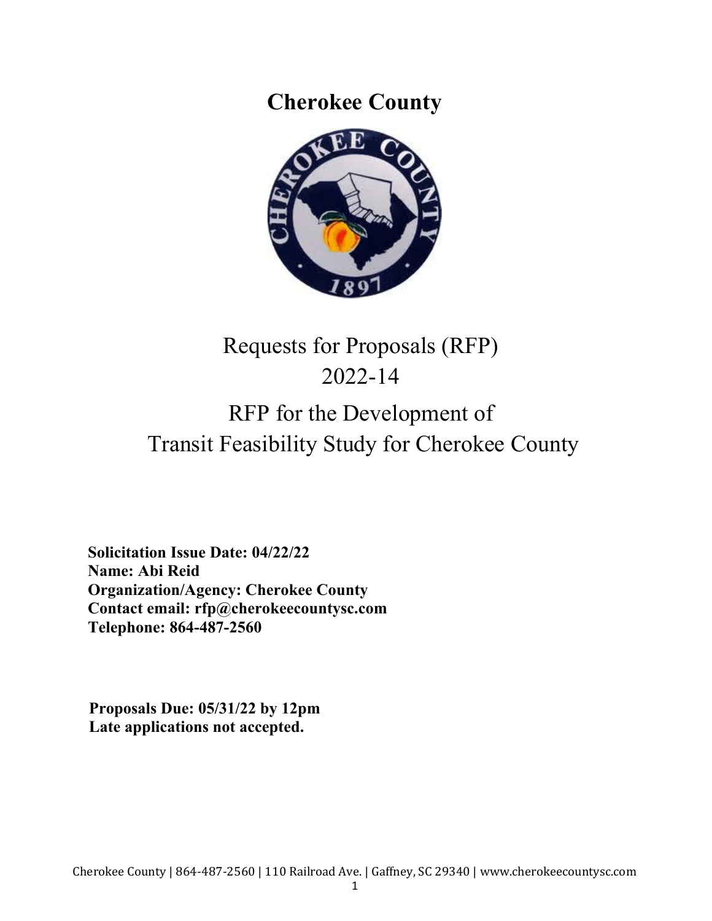# Cherokee County

## Requests for Proposals (RFP)
## 2022-14

## RFP for the Development of
## Transit Feasibility Study for Cherokee County

**Solicitation Issue Date: 04/22/22**
**Name: Abi Reid**
**Organization/Agency: Cherokee County**
**Contact email: rfp@cherokeecountysc.com**
**Telephone: 864-487-2560**

**Proposals Due: 05/31/22 by 12pm**
**Late applications not accepted.**

Cherokee County | 864-487-2560 | 110 Railroad Ave. | Gaffney, SC 29340 | www.cherokeecountysc.com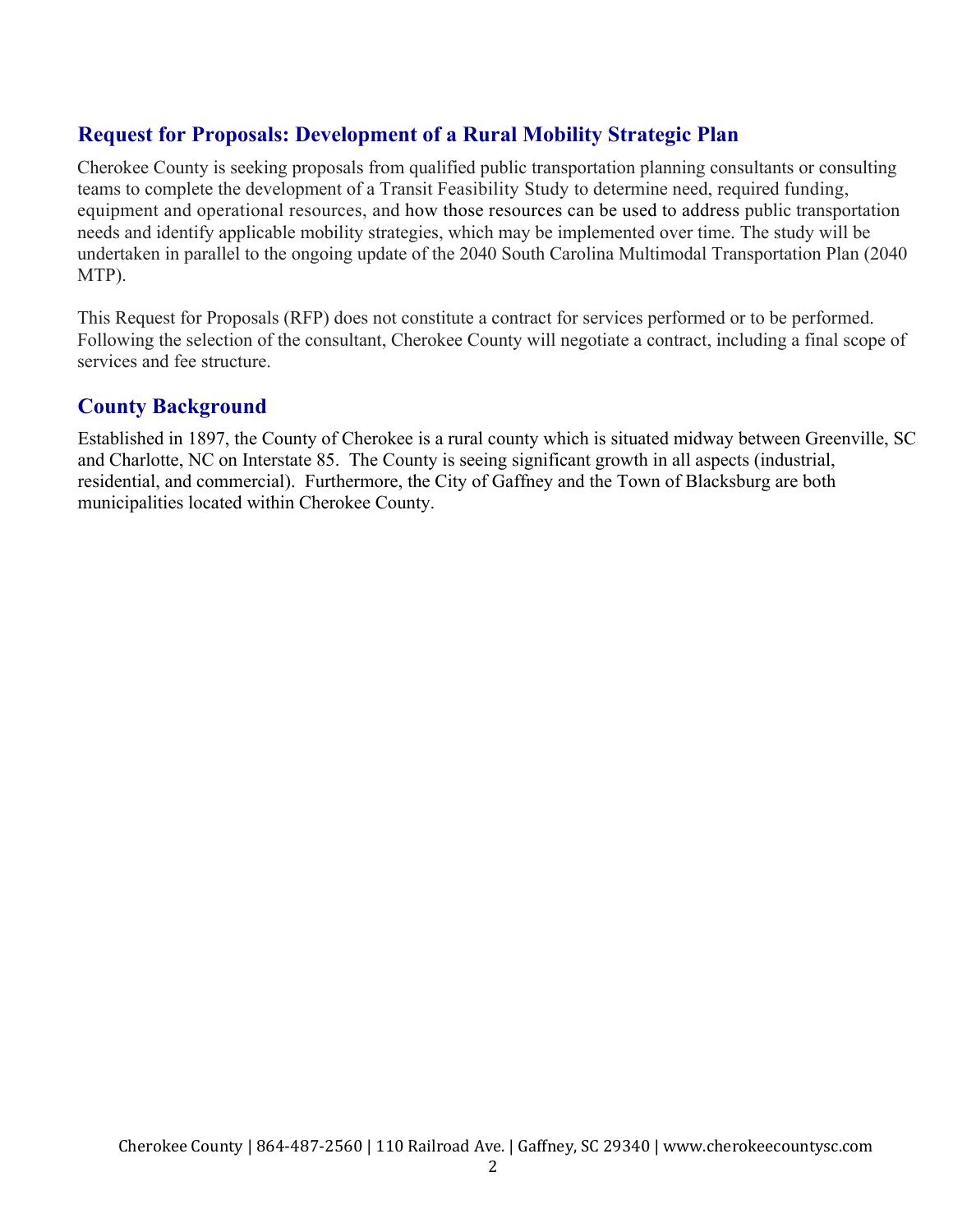## Request for Proposals: Development of a Rural Mobility Strategic Plan

Cherokee County is seeking proposals from qualified public transportation planning consultants or consulting teams to complete the development of a Transit Feasibility Study to determine need, required funding, equipment and operational resources, and how those resources can be used to address public transportation needs and identify applicable mobility strategies, which may be implemented over time. The study will be undertaken in parallel to the ongoing update of the 2040 South Carolina Multimodal Transportation Plan (2040 MTP).

This Request for Proposals (RFP) does not constitute a contract for services performed or to be performed. Following the selection of the consultant, Cherokee County will negotiate a contract, including a final scope of services and fee structure.

## County Background

Established in 1897, the County of Cherokee is a rural county which is situated midway between Greenville, SC and Charlotte, NC on Interstate 85. The County is seeing significant growth in all aspects (industrial, residential, and commercial). Furthermore, the City of Gaffney and the Town of Blacksburg are both municipalities located within Cherokee County.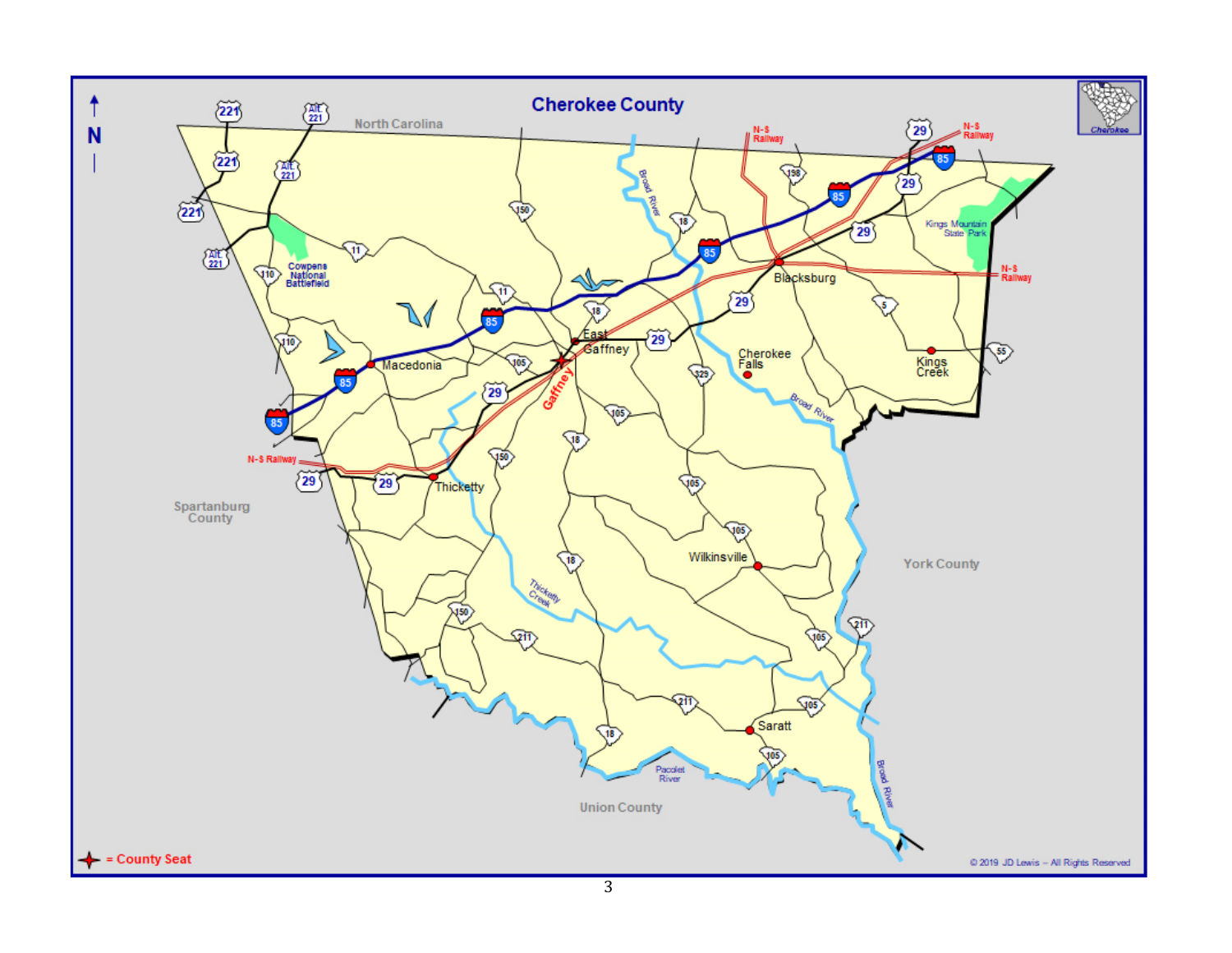# Cherokee County

North Carolina

Spartanburg County

York County

Union County

Cowpens National Battlefield

Kings Mountain State Park

Macedonia

East Gaffney

Gaffney

Blacksburg

Cherokee Falls

Kings Creek

Thicketty

Wilkinsville

Saratt

Broad River

Thicketty Creek

Pacolet River

N-S Railway

= County Seat

© 2019 JD Lewis – All Rights Reserved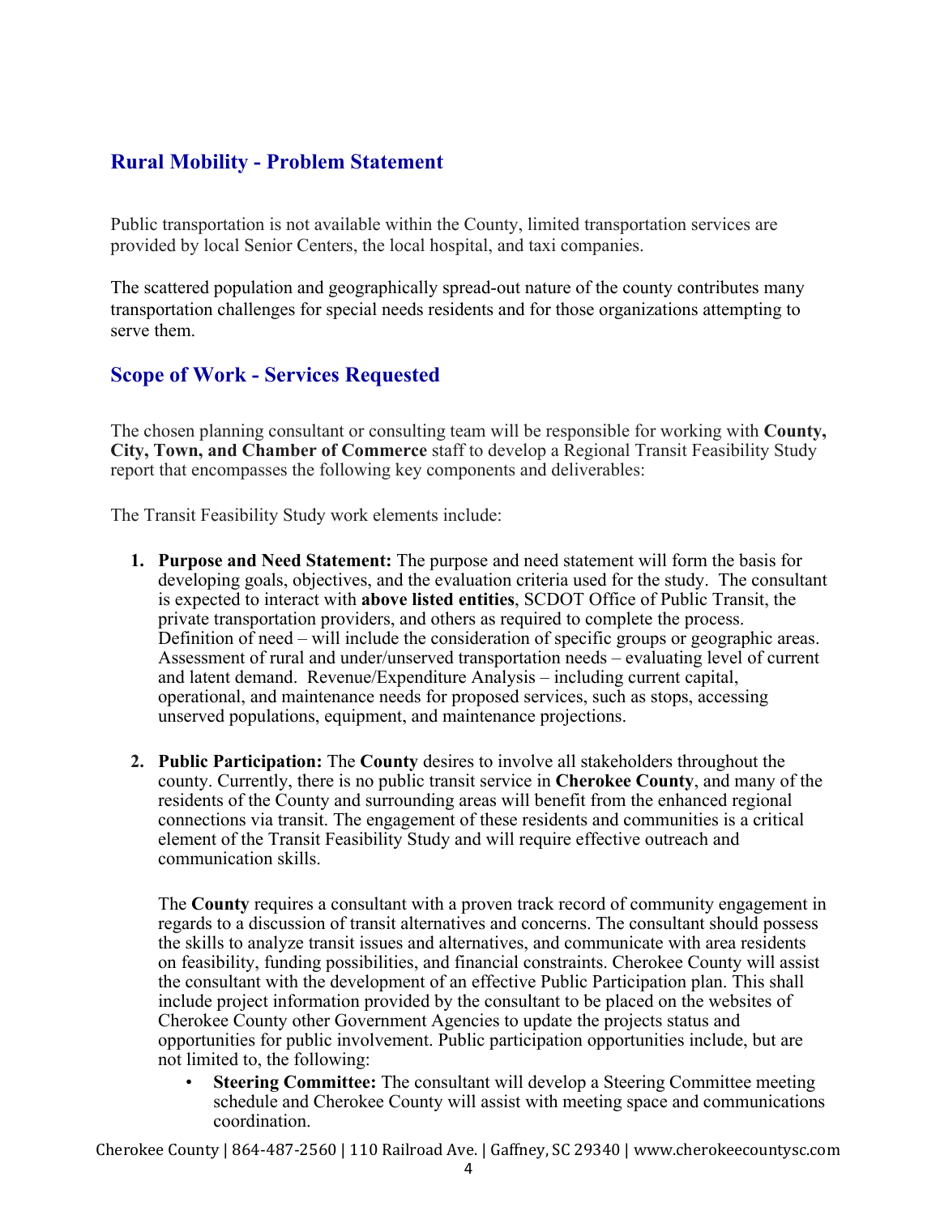## Rural Mobility - Problem Statement

Public transportation is not available within the County, limited transportation services are provided by local Senior Centers, the local hospital, and taxi companies.

The scattered population and geographically spread-out nature of the county contributes many transportation challenges for special needs residents and for those organizations attempting to serve them.

## Scope of Work - Services Requested

The chosen planning consultant or consulting team will be responsible for working with **County, City, Town, and Chamber of Commerce** staff to develop a Regional Transit Feasibility Study report that encompasses the following key components and deliverables:

The Transit Feasibility Study work elements include:

1. **Purpose and Need Statement:** The purpose and need statement will form the basis for developing goals, objectives, and the evaluation criteria used for the study. The consultant is expected to interact with **above listed entities**, SCDOT Office of Public Transit, the private transportation providers, and others as required to complete the process. Definition of need – will include the consideration of specific groups or geographic areas. Assessment of rural and under/unserved transportation needs – evaluating level of current and latent demand. Revenue/Expenditure Analysis – including current capital, operational, and maintenance needs for proposed services, such as stops, accessing unserved populations, equipment, and maintenance projections.

2. **Public Participation:** The **County** desires to involve all stakeholders throughout the county. Currently, there is no public transit service in **Cherokee County**, and many of the residents of the County and surrounding areas will benefit from the enhanced regional connections via transit. The engagement of these residents and communities is a critical element of the Transit Feasibility Study and will require effective outreach and communication skills.

   The **County** requires a consultant with a proven track record of community engagement in regards to a discussion of transit alternatives and concerns. The consultant should possess the skills to analyze transit issues and alternatives, and communicate with area residents on feasibility, funding possibilities, and financial constraints. Cherokee County will assist the consultant with the development of an effective Public Participation plan. This shall include project information provided by the consultant to be placed on the websites of Cherokee County other Government Agencies to update the projects status and opportunities for public involvement. Public participation opportunities include, but are not limited to, the following:

   - **Steering Committee:** The consultant will develop a Steering Committee meeting schedule and Cherokee County will assist with meeting space and communications coordination.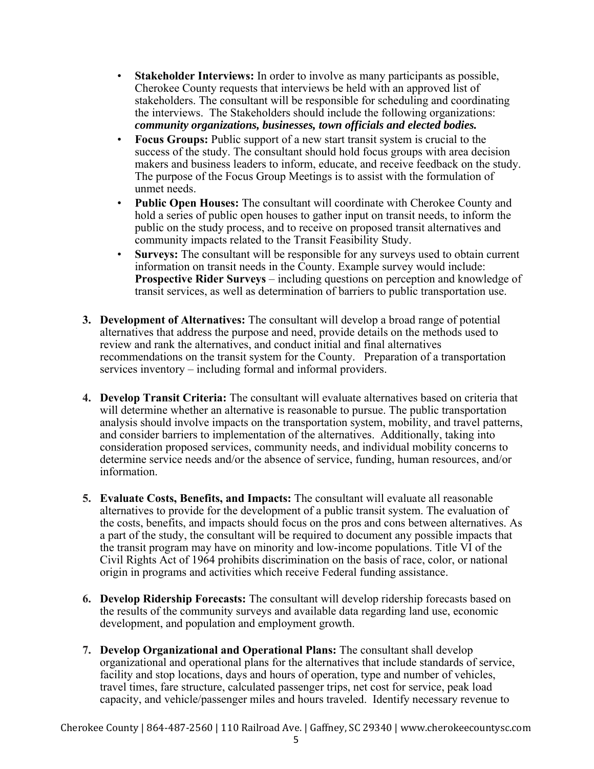- **Stakeholder Interviews:** In order to involve as many participants as possible, Cherokee County requests that interviews be held with an approved list of stakeholders. The consultant will be responsible for scheduling and coordinating the interviews. The Stakeholders should include the following organizations: ***community organizations, businesses, town officials and elected bodies.***
- **Focus Groups:** Public support of a new start transit system is crucial to the success of the study. The consultant should hold focus groups with area decision makers and business leaders to inform, educate, and receive feedback on the study. The purpose of the Focus Group Meetings is to assist with the formulation of unmet needs.
- **Public Open Houses:** The consultant will coordinate with Cherokee County and hold a series of public open houses to gather input on transit needs, to inform the public on the study process, and to receive on proposed transit alternatives and community impacts related to the Transit Feasibility Study.
- **Surveys:** The consultant will be responsible for any surveys used to obtain current information on transit needs in the County. Example survey would include: **Prospective Rider Surveys** – including questions on perception and knowledge of transit services, as well as determination of barriers to public transportation use.

3. **Development of Alternatives:** The consultant will develop a broad range of potential alternatives that address the purpose and need, provide details on the methods used to review and rank the alternatives, and conduct initial and final alternatives recommendations on the transit system for the County. Preparation of a transportation services inventory – including formal and informal providers.

4. **Develop Transit Criteria:** The consultant will evaluate alternatives based on criteria that will determine whether an alternative is reasonable to pursue. The public transportation analysis should involve impacts on the transportation system, mobility, and travel patterns, and consider barriers to implementation of the alternatives. Additionally, taking into consideration proposed services, community needs, and individual mobility concerns to determine service needs and/or the absence of service, funding, human resources, and/or information.

5. **Evaluate Costs, Benefits, and Impacts:** The consultant will evaluate all reasonable alternatives to provide for the development of a public transit system. The evaluation of the costs, benefits, and impacts should focus on the pros and cons between alternatives. As a part of the study, the consultant will be required to document any possible impacts that the transit program may have on minority and low-income populations. Title VI of the Civil Rights Act of 1964 prohibits discrimination on the basis of race, color, or national origin in programs and activities which receive Federal funding assistance.

6. **Develop Ridership Forecasts:** The consultant will develop ridership forecasts based on the results of the community surveys and available data regarding land use, economic development, and population and employment growth.

7. **Develop Organizational and Operational Plans:** The consultant shall develop organizational and operational plans for the alternatives that include standards of service, facility and stop locations, days and hours of operation, type and number of vehicles, travel times, fare structure, calculated passenger trips, net cost for service, peak load capacity, and vehicle/passenger miles and hours traveled. Identify necessary revenue to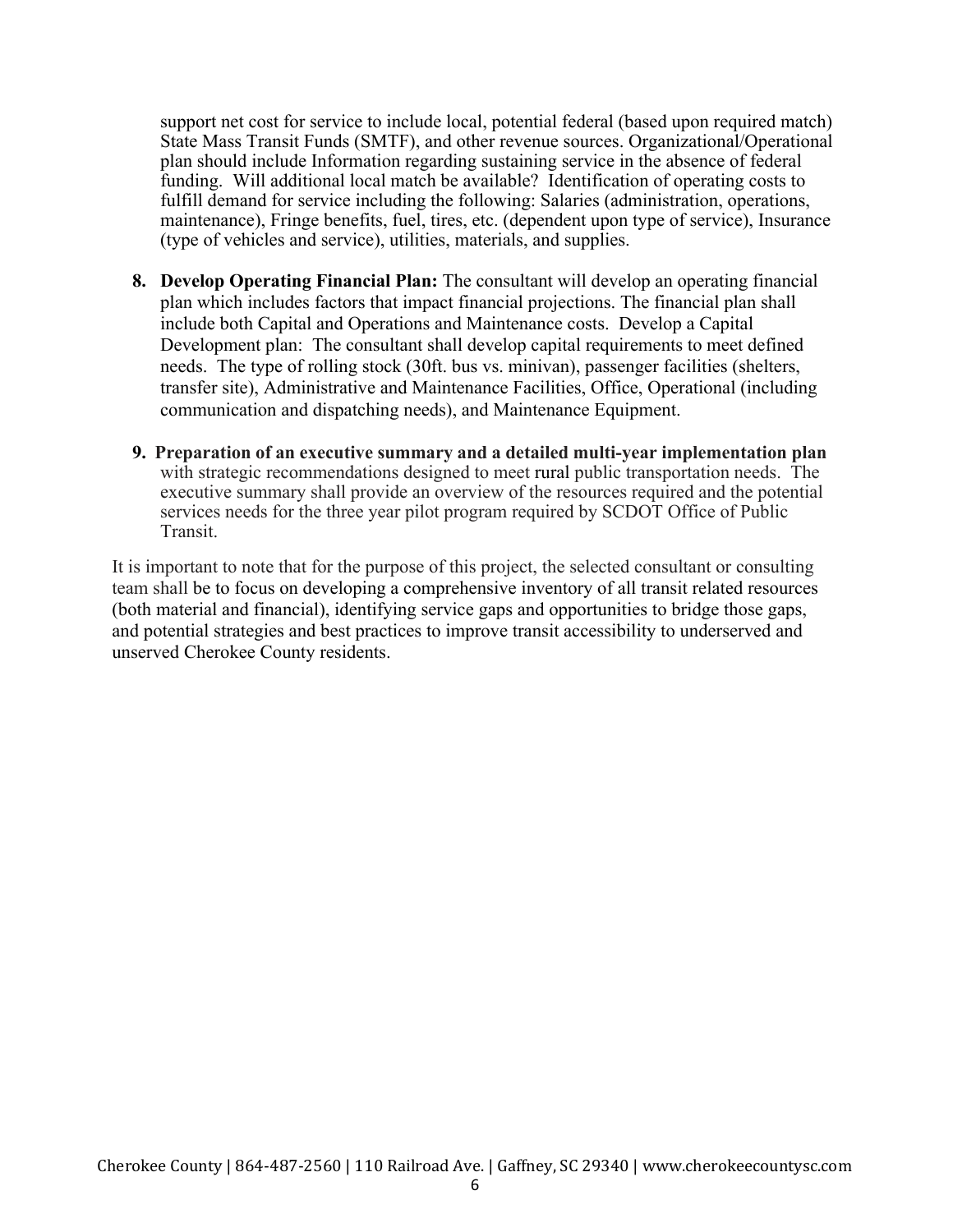support net cost for service to include local, potential federal (based upon required match) State Mass Transit Funds (SMTF), and other revenue sources. Organizational/Operational plan should include Information regarding sustaining service in the absence of federal funding. Will additional local match be available? Identification of operating costs to fulfill demand for service including the following: Salaries (administration, operations, maintenance), Fringe benefits, fuel, tires, etc. (dependent upon type of service), Insurance (type of vehicles and service), utilities, materials, and supplies.

8. **Develop Operating Financial Plan:** The consultant will develop an operating financial plan which includes factors that impact financial projections. The financial plan shall include both Capital and Operations and Maintenance costs. Develop a Capital Development plan: The consultant shall develop capital requirements to meet defined needs. The type of rolling stock (30ft. bus vs. minivan), passenger facilities (shelters, transfer site), Administrative and Maintenance Facilities, Office, Operational (including communication and dispatching needs), and Maintenance Equipment.

9. **Preparation of an executive summary and a detailed multi-year implementation plan** with strategic recommendations designed to meet rural public transportation needs. The executive summary shall provide an overview of the resources required and the potential services needs for the three year pilot program required by SCDOT Office of Public Transit.

It is important to note that for the purpose of this project, the selected consultant or consulting team shall be to focus on developing a comprehensive inventory of all transit related resources (both material and financial), identifying service gaps and opportunities to bridge those gaps, and potential strategies and best practices to improve transit accessibility to underserved and unserved Cherokee County residents.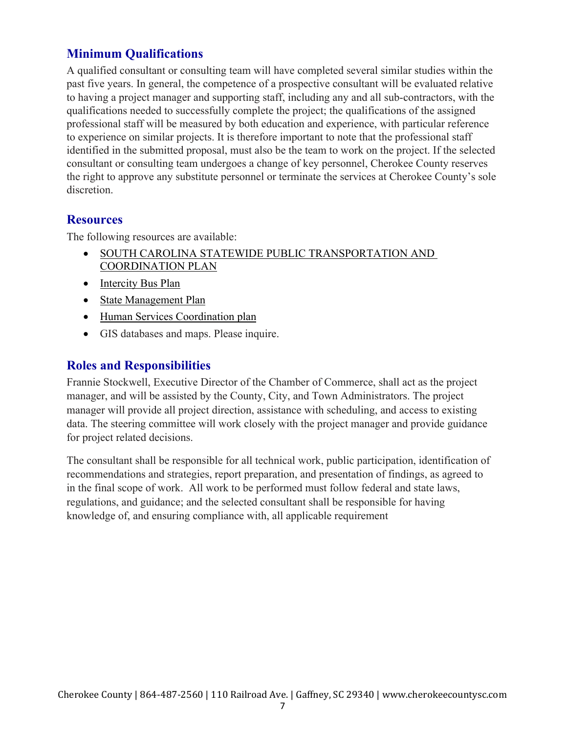## Minimum Qualifications

A qualified consultant or consulting team will have completed several similar studies within the past five years. In general, the competence of a prospective consultant will be evaluated relative to having a project manager and supporting staff, including any and all sub-contractors, with the qualifications needed to successfully complete the project; the qualifications of the assigned professional staff will be measured by both education and experience, with particular reference to experience on similar projects. It is therefore important to note that the professional staff identified in the submitted proposal, must also be the team to work on the project. If the selected consultant or consulting team undergoes a change of key personnel, Cherokee County reserves the right to approve any substitute personnel or terminate the services at Cherokee County's sole discretion.

## Resources

The following resources are available:

- SOUTH CAROLINA STATEWIDE PUBLIC TRANSPORTATION AND COORDINATION PLAN
- Intercity Bus Plan
- State Management Plan
- Human Services Coordination plan
- GIS databases and maps. Please inquire.

## Roles and Responsibilities

Frannie Stockwell, Executive Director of the Chamber of Commerce, shall act as the project manager, and will be assisted by the County, City, and Town Administrators. The project manager will provide all project direction, assistance with scheduling, and access to existing data. The steering committee will work closely with the project manager and provide guidance for project related decisions.

The consultant shall be responsible for all technical work, public participation, identification of recommendations and strategies, report preparation, and presentation of findings, as agreed to in the final scope of work. All work to be performed must follow federal and state laws, regulations, and guidance; and the selected consultant shall be responsible for having knowledge of, and ensuring compliance with, all applicable requirement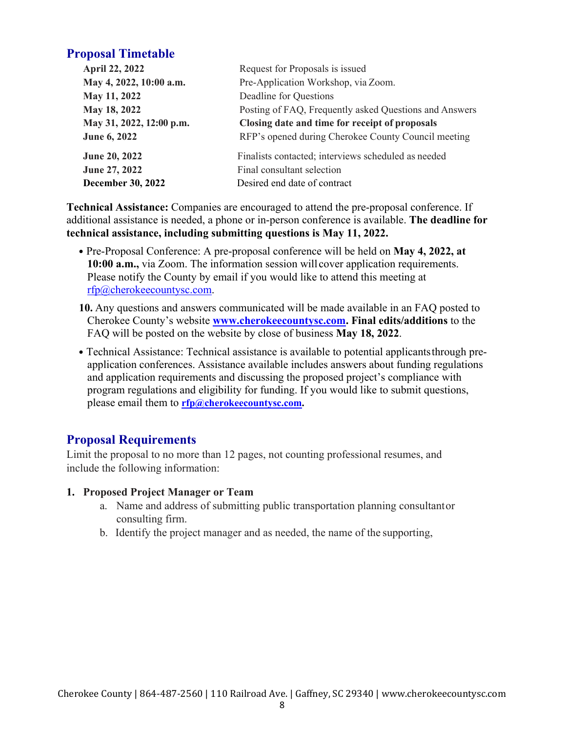## Proposal Timetable

| | |
|---|---|
| **April 22, 2022** | Request for Proposals is issued |
| **May 4, 2022, 10:00 a.m.** | Pre-Application Workshop, via Zoom. |
| **May 11, 2022** | Deadline for Questions |
| **May 18, 2022** | Posting of FAQ, Frequently asked Questions and Answers |
| **May 31, 2022, 12:00 p.m.** | **Closing date and time for receipt of proposals** |
| **June 6, 2022** | RFP's opened during Cherokee County Council meeting |
| **June 20, 2022** | Finalists contacted; interviews scheduled as needed |
| **June 27, 2022** | Final consultant selection |
| **December 30, 2022** | Desired end date of contract |

**Technical Assistance:** Companies are encouraged to attend the pre-proposal conference. If additional assistance is needed, a phone or in-person conference is available. **The deadline for technical assistance, including submitting questions is May 11, 2022.**

- Pre-Proposal Conference: A pre-proposal conference will be held on **May 4, 2022, at 10:00 a.m.,** via Zoom. The information session will cover application requirements. Please notify the County by email if you would like to attend this meeting at rfp@cherokeecountysc.com.

**10.** Any questions and answers communicated will be made available in an FAQ posted to Cherokee County's website **www.cherokeecountysc.com. Final edits/additions** to the FAQ will be posted on the website by close of business **May 18, 2022**.

- Technical Assistance: Technical assistance is available to potential applicants through pre-application conferences. Assistance available includes answers about funding regulations and application requirements and discussing the proposed project's compliance with program regulations and eligibility for funding. If you would like to submit questions, please email them to **rfp@cherokeecountysc.com.**

## Proposal Requirements

Limit the proposal to no more than 12 pages, not counting professional resumes, and include the following information:

1. **Proposed Project Manager or Team**
   a. Name and address of submitting public transportation planning consultant or consulting firm.
   b. Identify the project manager and as needed, the name of the supporting,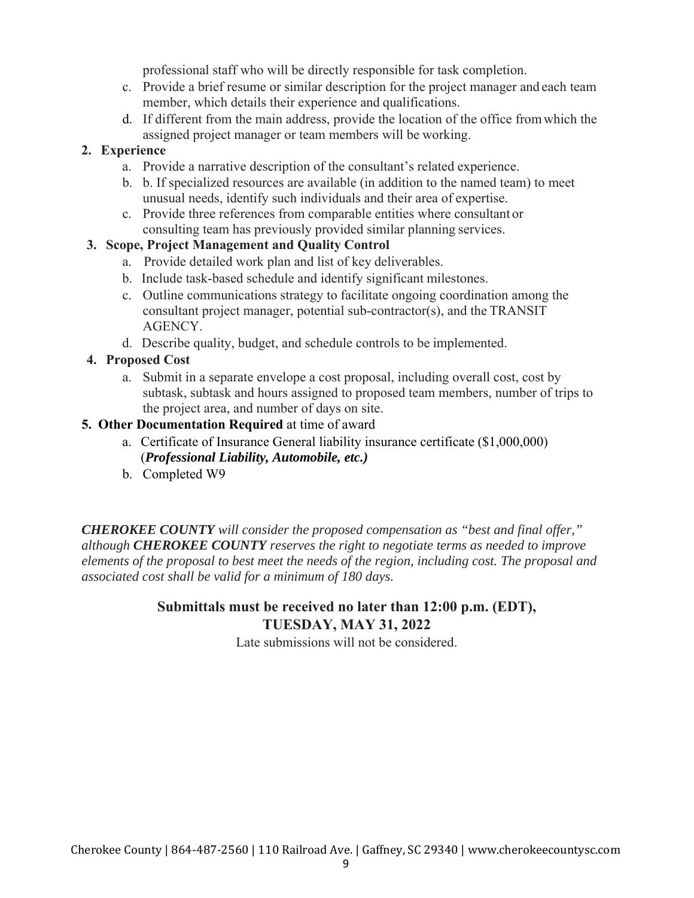professional staff who will be directly responsible for task completion.

c. Provide a brief resume or similar description for the project manager and each team member, which details their experience and qualifications.

d. If different from the main address, provide the location of the office from which the assigned project manager or team members will be working.

2. **Experience**
   a. Provide a narrative description of the consultant's related experience.
   b. b. If specialized resources are available (in addition to the named team) to meet unusual needs, identify such individuals and their area of expertise.
   c. Provide three references from comparable entities where consultant or consulting team has previously provided similar planning services.

3. **Scope, Project Management and Quality Control**
   a. Provide detailed work plan and list of key deliverables.
   b. Include task-based schedule and identify significant milestones.
   c. Outline communications strategy to facilitate ongoing coordination among the consultant project manager, potential sub-contractor(s), and the TRANSIT AGENCY.
   d. Describe quality, budget, and schedule controls to be implemented.

4. **Proposed Cost**
   a. Submit in a separate envelope a cost proposal, including overall cost, cost by subtask, subtask and hours assigned to proposed team members, number of trips to the project area, and number of days on site.

5. **Other Documentation Required** at time of award
   a. Certificate of Insurance General liability insurance certificate ($1,000,000) (***Professional Liability, Automobile, etc.)***
   b. Completed W9

***CHEROKEE COUNTY*** *will consider the proposed compensation as "best and final offer," although* ***CHEROKEE COUNTY*** *reserves the right to negotiate terms as needed to improve elements of the proposal to best meet the needs of the region, including cost. The proposal and associated cost shall be valid for a minimum of 180 days.*

**Submittals must be received no later than 12:00 p.m. (EDT), TUESDAY, MAY 31, 2022**

Late submissions will not be considered.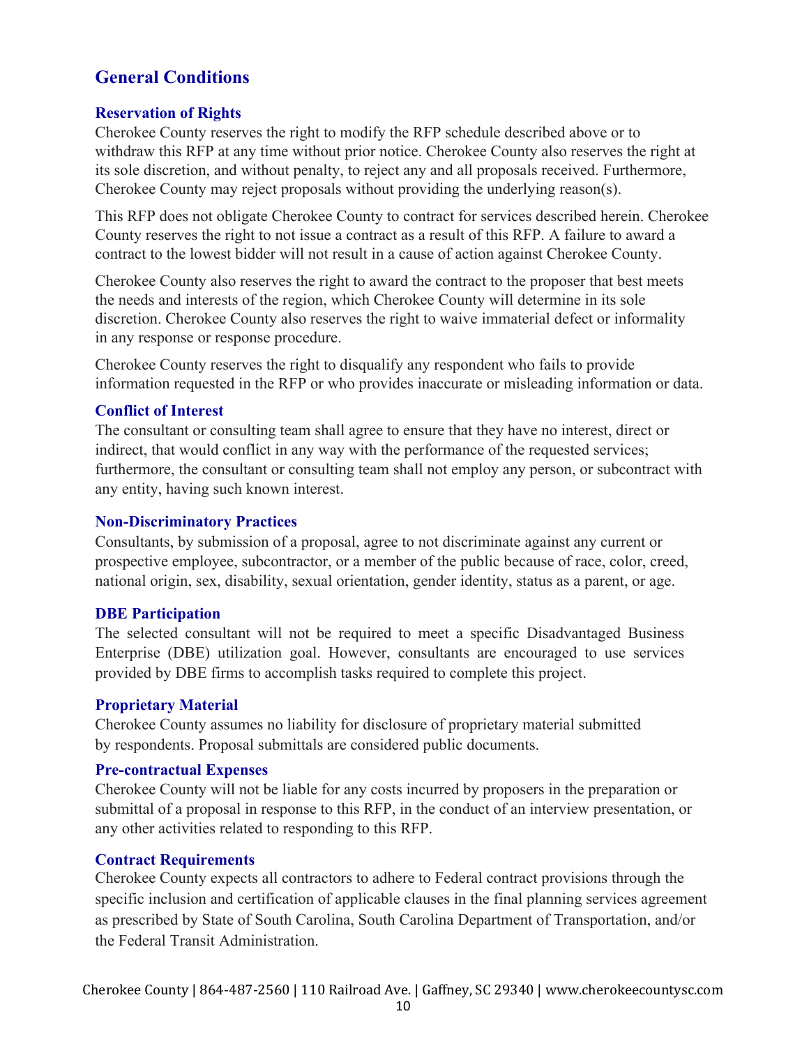## General Conditions

### Reservation of Rights

Cherokee County reserves the right to modify the RFP schedule described above or to withdraw this RFP at any time without prior notice. Cherokee County also reserves the right at its sole discretion, and without penalty, to reject any and all proposals received. Furthermore, Cherokee County may reject proposals without providing the underlying reason(s).

This RFP does not obligate Cherokee County to contract for services described herein. Cherokee County reserves the right to not issue a contract as a result of this RFP. A failure to award a contract to the lowest bidder will not result in a cause of action against Cherokee County.

Cherokee County also reserves the right to award the contract to the proposer that best meets the needs and interests of the region, which Cherokee County will determine in its sole discretion. Cherokee County also reserves the right to waive immaterial defect or informality in any response or response procedure.

Cherokee County reserves the right to disqualify any respondent who fails to provide information requested in the RFP or who provides inaccurate or misleading information or data.

### Conflict of Interest

The consultant or consulting team shall agree to ensure that they have no interest, direct or indirect, that would conflict in any way with the performance of the requested services; furthermore, the consultant or consulting team shall not employ any person, or subcontract with any entity, having such known interest.

### Non-Discriminatory Practices

Consultants, by submission of a proposal, agree to not discriminate against any current or prospective employee, subcontractor, or a member of the public because of race, color, creed, national origin, sex, disability, sexual orientation, gender identity, status as a parent, or age.

### DBE Participation

The selected consultant will not be required to meet a specific Disadvantaged Business Enterprise (DBE) utilization goal. However, consultants are encouraged to use services provided by DBE firms to accomplish tasks required to complete this project.

### Proprietary Material

Cherokee County assumes no liability for disclosure of proprietary material submitted by respondents. Proposal submittals are considered public documents.

### Pre-contractual Expenses

Cherokee County will not be liable for any costs incurred by proposers in the preparation or submittal of a proposal in response to this RFP, in the conduct of an interview presentation, or any other activities related to responding to this RFP.

### Contract Requirements

Cherokee County expects all contractors to adhere to Federal contract provisions through the specific inclusion and certification of applicable clauses in the final planning services agreement as prescribed by State of South Carolina, South Carolina Department of Transportation, and/or the Federal Transit Administration.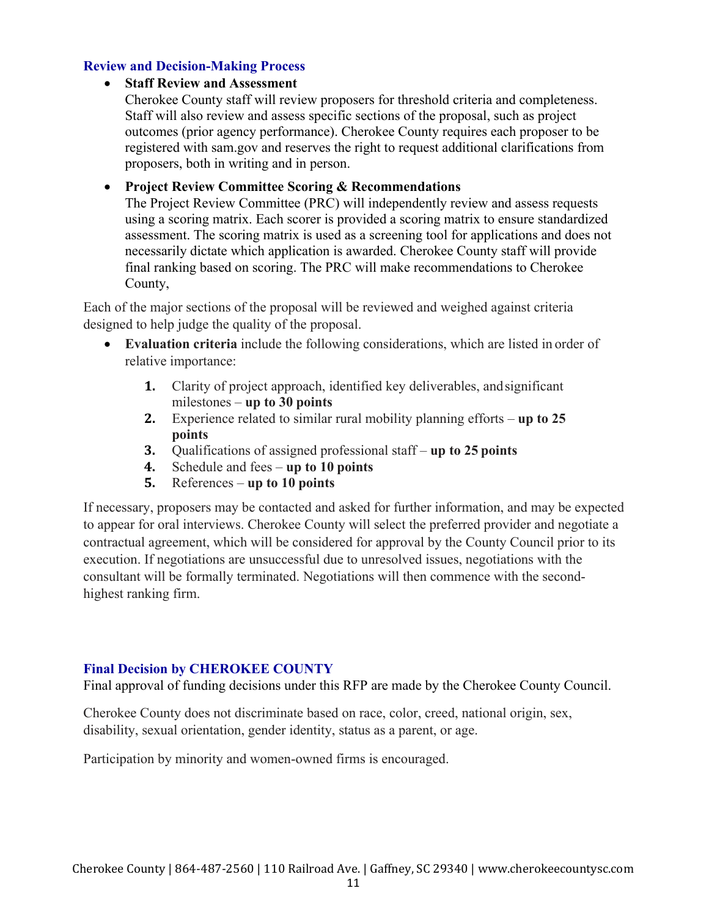## Review and Decision-Making Process

- **Staff Review and Assessment**
  Cherokee County staff will review proposers for threshold criteria and completeness. Staff will also review and assess specific sections of the proposal, such as project outcomes (prior agency performance). Cherokee County requires each proposer to be registered with sam.gov and reserves the right to request additional clarifications from proposers, both in writing and in person.

- **Project Review Committee Scoring & Recommendations**
  The Project Review Committee (PRC) will independently review and assess requests using a scoring matrix. Each scorer is provided a scoring matrix to ensure standardized assessment. The scoring matrix is used as a screening tool for applications and does not necessarily dictate which application is awarded. Cherokee County staff will provide final ranking based on scoring. The PRC will make recommendations to Cherokee County,

Each of the major sections of the proposal will be reviewed and weighed against criteria designed to help judge the quality of the proposal.

- **Evaluation criteria** include the following considerations, which are listed in order of relative importance:

  1. Clarity of project approach, identified key deliverables, and significant milestones – **up to 30 points**
  2. Experience related to similar rural mobility planning efforts – **up to 25 points**
  3. Qualifications of assigned professional staff – **up to 25 points**
  4. Schedule and fees – **up to 10 points**
  5. References – **up to 10 points**

If necessary, proposers may be contacted and asked for further information, and may be expected to appear for oral interviews. Cherokee County will select the preferred provider and negotiate a contractual agreement, which will be considered for approval by the County Council prior to its execution. If negotiations are unsuccessful due to unresolved issues, negotiations with the consultant will be formally terminated. Negotiations will then commence with the second-highest ranking firm.

## Final Decision by CHEROKEE COUNTY

Final approval of funding decisions under this RFP are made by the Cherokee County Council.

Cherokee County does not discriminate based on race, color, creed, national origin, sex, disability, sexual orientation, gender identity, status as a parent, or age.

Participation by minority and women-owned firms is encouraged.

Cherokee County | 864-487-2560 | 110 Railroad Ave. | Gaffney, SC 29340 | www.cherokeecountysc.com